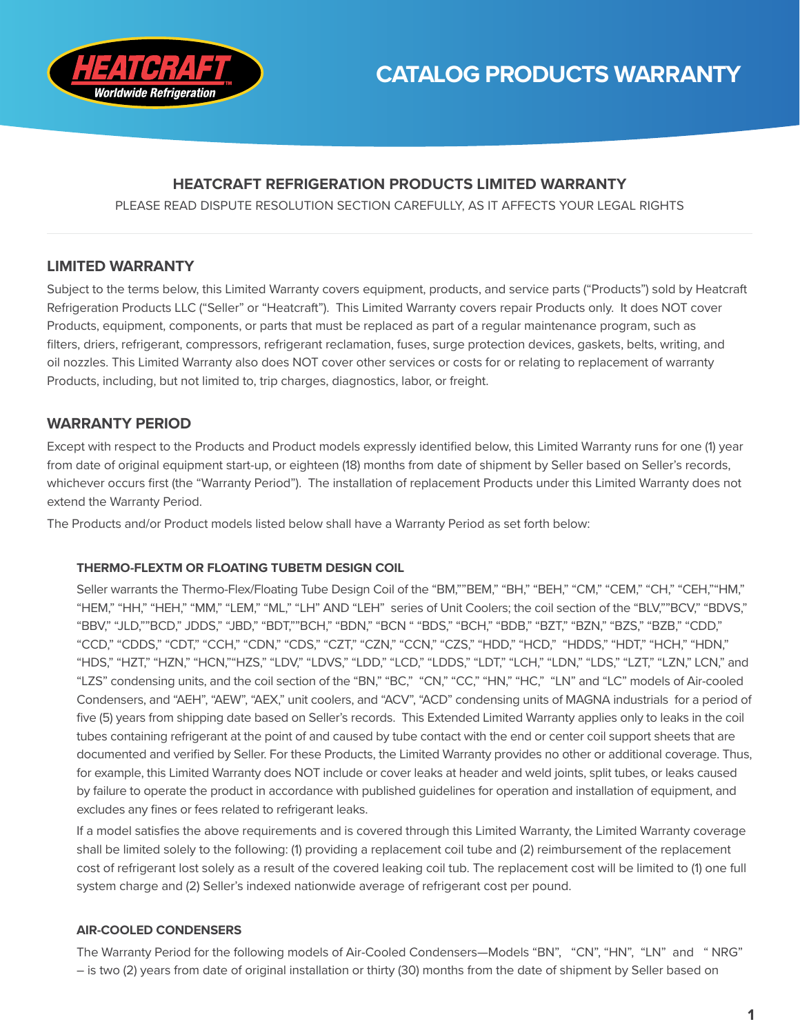# CATALOG PRODUCTS WARRANTY

## HEATCRAFT REFRIGERATION PRODUCTS LIMITED WARRANTY

PLEASE READ DISPUTE RESOLUTION SECTION CAREFULLY, AS IT AFFECTS YOUR LEGAL RIGHTS

---

## LIMITED WARRANTY

Subject to the terms below, this Limited Warranty covers equipment, products, and service parts ("Products") sold by Heatcraft Refrigeration Products LLC ("Seller" or "Heatcraft"). This Limited Warranty covers repair Products only. It does NOT cover Products, equipment, components, or parts that must be replaced as part of a regular maintenance program, such as filters, driers, refrigerant, compressors, refrigerant reclamation, fuses, surge protection devices, gaskets, belts, writing, and oil nozzles. This Limited Warranty also does NOT cover other services or costs for or relating to replacement of warranty Products, including, but not limited to, trip charges, diagnostics, labor, or freight.

## WARRANTY PERIOD

Except with respect to the Products and Product models expressly identified below, this Limited Warranty runs for one (1) year from date of original equipment start-up, or eighteen (18) months from date of shipment by Seller based on Seller's records, whichever occurs first (the "Warranty Period"). The installation of replacement Products under this Limited Warranty does not extend the Warranty Period.

The Products and/or Product models listed below shall have a Warranty Period as set forth below:

### THERMO-FLEXTM OR FLOATING TUBETM DESIGN COIL

Seller warrants the Thermo-Flex/Floating Tube Design Coil of the "BM,""BEM," "BH," "BEH," "CM," "CEM," "CH," "CEH,""HM," "HEM," "HH," "HEH," "MM," "LEM," "ML," "LH" AND "LEH" series of Unit Coolers; the coil section of the "BLV,""BCV," "BDVS," "BBV," "JLD,""BCD," JDDS," "JBD," "BDT,""BCH," "BDN," "BCN " "BDS," "BCH," "BDB," "BZT," "BZN," "BZS," "BZB," "CDD," "CCD," "CDDS," "CDT," "CCH," "CDN," "CDS," "CZT," "CZN," "CCN," "CZS," "HDD," "HCD," "HDDS," "HDT," "HCH," "HDN," "HDS," "HZT," "HZN," "HCN,""HZS," "LDV," "LDVS," "LDD," "LCD," "LDDS," "LDT," "LCH," "LDN," "LDS," "LZT," "LZN," LCN," and "LZS" condensing units, and the coil section of the "BN," "BC," "CN," "CC," "HN," "HC," "LN" and "LC" models of Air-cooled Condensers, and "AEH", "AEW", "AEX," unit coolers, and "ACV", "ACD" condensing units of MAGNA industrials for a period of five (5) years from shipping date based on Seller's records. This Extended Limited Warranty applies only to leaks in the coil tubes containing refrigerant at the point of and caused by tube contact with the end or center coil support sheets that are documented and verified by Seller. For these Products, the Limited Warranty provides no other or additional coverage. Thus, for example, this Limited Warranty does NOT include or cover leaks at header and weld joints, split tubes, or leaks caused by failure to operate the product in accordance with published guidelines for operation and installation of equipment, and excludes any fines or fees related to refrigerant leaks.

If a model satisfies the above requirements and is covered through this Limited Warranty, the Limited Warranty coverage shall be limited solely to the following: (1) providing a replacement coil tube and (2) reimbursement of the replacement cost of refrigerant lost solely as a result of the covered leaking coil tub. The replacement cost will be limited to (1) one full system charge and (2) Seller's indexed nationwide average of refrigerant cost per pound.

### AIR-COOLED CONDENSERS

The Warranty Period for the following models of Air-Cooled Condensers—Models "BN", "CN", "HN", "LN" and " NRG" – is two (2) years from date of original installation or thirty (30) months from the date of shipment by Seller based on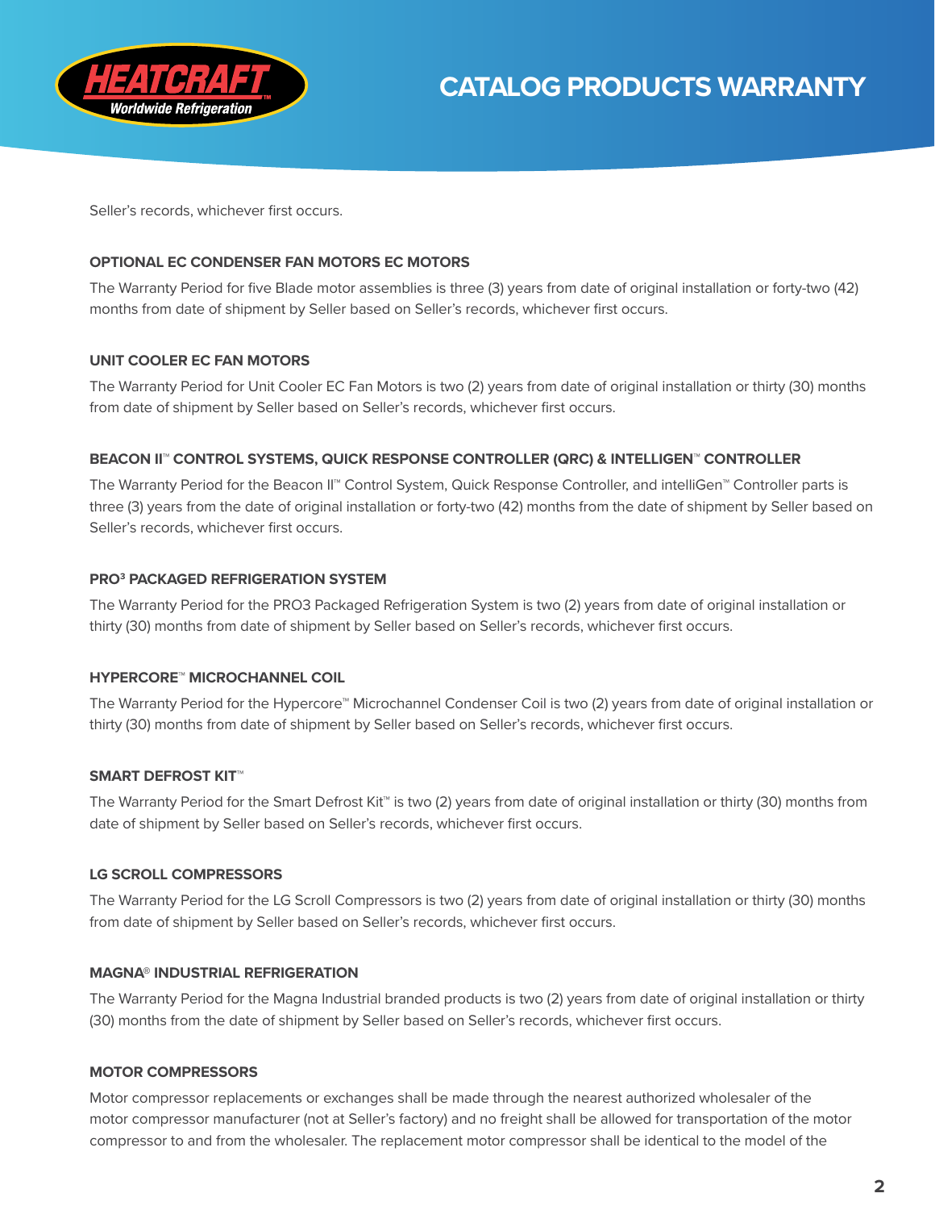Seller's records, whichever first occurs.

#### OPTIONAL EC CONDENSER FAN MOTORS EC MOTORS

The Warranty Period for five Blade motor assemblies is three (3) years from date of original installation or forty-two (42) months from date of shipment by Seller based on Seller's records, whichever first occurs.

#### UNIT COOLER EC FAN MOTORS

The Warranty Period for Unit Cooler EC Fan Motors is two (2) years from date of original installation or thirty (30) months from date of shipment by Seller based on Seller's records, whichever first occurs.

#### BEACON II™ CONTROL SYSTEMS, QUICK RESPONSE CONTROLLER (QRC) & INTELLIGEN™ CONTROLLER

The Warranty Period for the Beacon II™ Control System, Quick Response Controller, and intelliGen™ Controller parts is three (3) years from the date of original installation or forty-two (42) months from the date of shipment by Seller based on Seller's records, whichever first occurs.

#### PRO³ PACKAGED REFRIGERATION SYSTEM

The Warranty Period for the PRO3 Packaged Refrigeration System is two (2) years from date of original installation or thirty (30) months from date of shipment by Seller based on Seller's records, whichever first occurs.

#### HYPERCORE™ MICROCHANNEL COIL

The Warranty Period for the Hypercore™ Microchannel Condenser Coil is two (2) years from date of original installation or thirty (30) months from date of shipment by Seller based on Seller's records, whichever first occurs.

#### SMART DEFROST KIT™

The Warranty Period for the Smart Defrost Kit™ is two (2) years from date of original installation or thirty (30) months from date of shipment by Seller based on Seller's records, whichever first occurs.

#### LG SCROLL COMPRESSORS

The Warranty Period for the LG Scroll Compressors is two (2) years from date of original installation or thirty (30) months from date of shipment by Seller based on Seller's records, whichever first occurs.

#### MAGNA® INDUSTRIAL REFRIGERATION

The Warranty Period for the Magna Industrial branded products is two (2) years from date of original installation or thirty (30) months from the date of shipment by Seller based on Seller's records, whichever first occurs.

#### MOTOR COMPRESSORS

Motor compressor replacements or exchanges shall be made through the nearest authorized wholesaler of the motor compressor manufacturer (not at Seller's factory) and no freight shall be allowed for transportation of the motor compressor to and from the wholesaler. The replacement motor compressor shall be identical to the model of the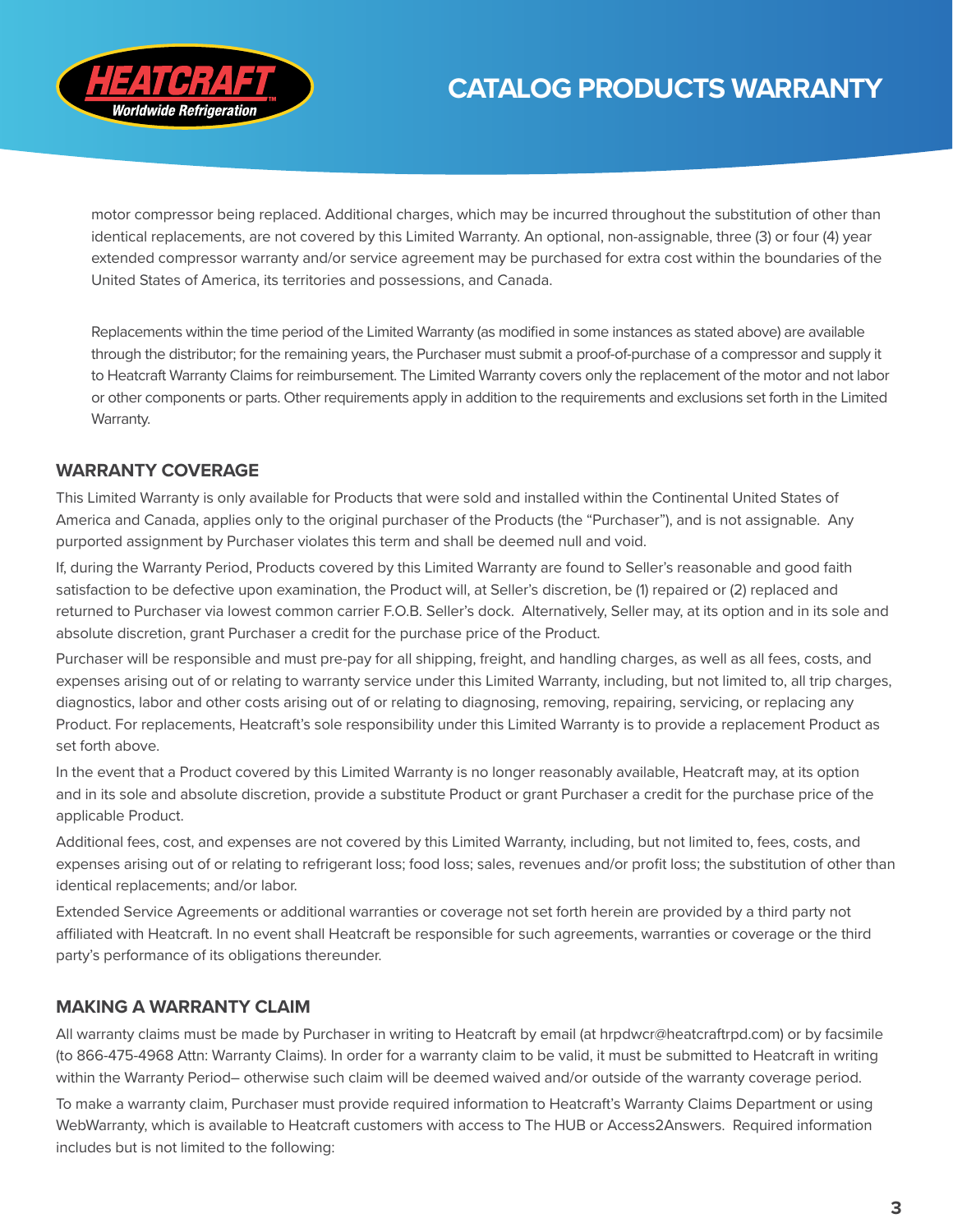motor compressor being replaced. Additional charges, which may be incurred throughout the substitution of other than identical replacements, are not covered by this Limited Warranty. An optional, non-assignable, three (3) or four (4) year extended compressor warranty and/or service agreement may be purchased for extra cost within the boundaries of the United States of America, its territories and possessions, and Canada.

Replacements within the time period of the Limited Warranty (as modified in some instances as stated above) are available through the distributor; for the remaining years, the Purchaser must submit a proof-of-purchase of a compressor and supply it to Heatcraft Warranty Claims for reimbursement. The Limited Warranty covers only the replacement of the motor and not labor or other components or parts. Other requirements apply in addition to the requirements and exclusions set forth in the Limited Warranty.

## WARRANTY COVERAGE

This Limited Warranty is only available for Products that were sold and installed within the Continental United States of America and Canada, applies only to the original purchaser of the Products (the "Purchaser"), and is not assignable. Any purported assignment by Purchaser violates this term and shall be deemed null and void.

If, during the Warranty Period, Products covered by this Limited Warranty are found to Seller's reasonable and good faith satisfaction to be defective upon examination, the Product will, at Seller's discretion, be (1) repaired or (2) replaced and returned to Purchaser via lowest common carrier F.O.B. Seller's dock. Alternatively, Seller may, at its option and in its sole and absolute discretion, grant Purchaser a credit for the purchase price of the Product.

Purchaser will be responsible and must pre-pay for all shipping, freight, and handling charges, as well as all fees, costs, and expenses arising out of or relating to warranty service under this Limited Warranty, including, but not limited to, all trip charges, diagnostics, labor and other costs arising out of or relating to diagnosing, removing, repairing, servicing, or replacing any Product. For replacements, Heatcraft's sole responsibility under this Limited Warranty is to provide a replacement Product as set forth above.

In the event that a Product covered by this Limited Warranty is no longer reasonably available, Heatcraft may, at its option and in its sole and absolute discretion, provide a substitute Product or grant Purchaser a credit for the purchase price of the applicable Product.

Additional fees, cost, and expenses are not covered by this Limited Warranty, including, but not limited to, fees, costs, and expenses arising out of or relating to refrigerant loss; food loss; sales, revenues and/or profit loss; the substitution of other than identical replacements; and/or labor.

Extended Service Agreements or additional warranties or coverage not set forth herein are provided by a third party not affiliated with Heatcraft. In no event shall Heatcraft be responsible for such agreements, warranties or coverage or the third party's performance of its obligations thereunder.

## MAKING A WARRANTY CLAIM

All warranty claims must be made by Purchaser in writing to Heatcraft by email (at hrpdwcr@heatcraftrpd.com) or by facsimile (to 866-475-4968 Attn: Warranty Claims). In order for a warranty claim to be valid, it must be submitted to Heatcraft in writing within the Warranty Period– otherwise such claim will be deemed waived and/or outside of the warranty coverage period.

To make a warranty claim, Purchaser must provide required information to Heatcraft's Warranty Claims Department or using WebWarranty, which is available to Heatcraft customers with access to The HUB or Access2Answers. Required information includes but is not limited to the following: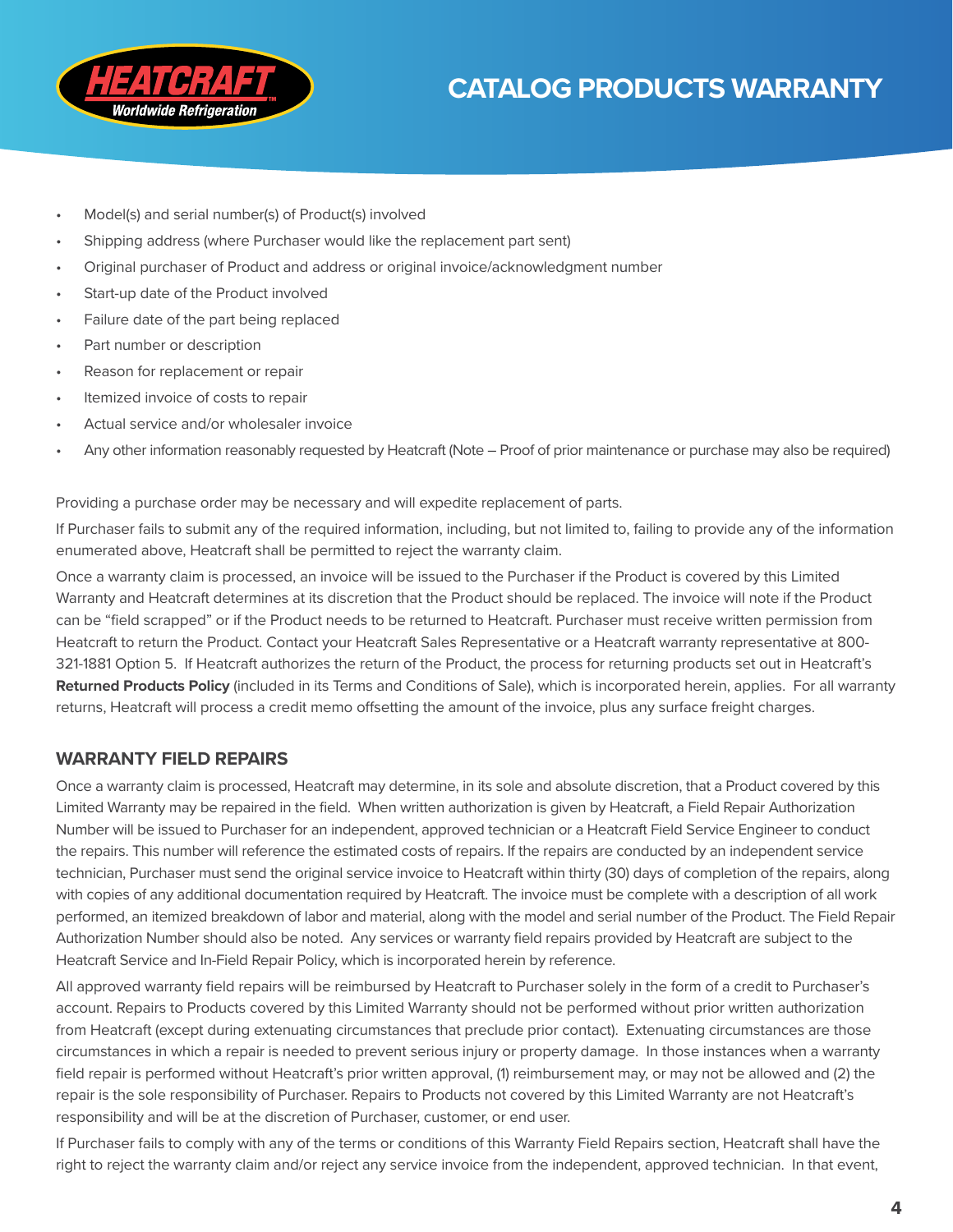- Model(s) and serial number(s) of Product(s) involved
- Shipping address (where Purchaser would like the replacement part sent)
- Original purchaser of Product and address or original invoice/acknowledgment number
- Start-up date of the Product involved
- Failure date of the part being replaced
- Part number or description
- Reason for replacement or repair
- Itemized invoice of costs to repair
- Actual service and/or wholesaler invoice
- Any other information reasonably requested by Heatcraft (Note – Proof of prior maintenance or purchase may also be required)

Providing a purchase order may be necessary and will expedite replacement of parts.

If Purchaser fails to submit any of the required information, including, but not limited to, failing to provide any of the information enumerated above, Heatcraft shall be permitted to reject the warranty claim.

Once a warranty claim is processed, an invoice will be issued to the Purchaser if the Product is covered by this Limited Warranty and Heatcraft determines at its discretion that the Product should be replaced. The invoice will note if the Product can be "field scrapped" or if the Product needs to be returned to Heatcraft. Purchaser must receive written permission from Heatcraft to return the Product. Contact your Heatcraft Sales Representative or a Heatcraft warranty representative at 800-321-1881 Option 5. If Heatcraft authorizes the return of the Product, the process for returning products set out in Heatcraft's **Returned Products Policy** (included in its Terms and Conditions of Sale), which is incorporated herein, applies. For all warranty returns, Heatcraft will process a credit memo offsetting the amount of the invoice, plus any surface freight charges.

## WARRANTY FIELD REPAIRS

Once a warranty claim is processed, Heatcraft may determine, in its sole and absolute discretion, that a Product covered by this Limited Warranty may be repaired in the field. When written authorization is given by Heatcraft, a Field Repair Authorization Number will be issued to Purchaser for an independent, approved technician or a Heatcraft Field Service Engineer to conduct the repairs. This number will reference the estimated costs of repairs. If the repairs are conducted by an independent service technician, Purchaser must send the original service invoice to Heatcraft within thirty (30) days of completion of the repairs, along with copies of any additional documentation required by Heatcraft. The invoice must be complete with a description of all work performed, an itemized breakdown of labor and material, along with the model and serial number of the Product. The Field Repair Authorization Number should also be noted. Any services or warranty field repairs provided by Heatcraft are subject to the Heatcraft Service and In-Field Repair Policy, which is incorporated herein by reference.

All approved warranty field repairs will be reimbursed by Heatcraft to Purchaser solely in the form of a credit to Purchaser's account. Repairs to Products covered by this Limited Warranty should not be performed without prior written authorization from Heatcraft (except during extenuating circumstances that preclude prior contact). Extenuating circumstances are those circumstances in which a repair is needed to prevent serious injury or property damage. In those instances when a warranty field repair is performed without Heatcraft's prior written approval, (1) reimbursement may, or may not be allowed and (2) the repair is the sole responsibility of Purchaser. Repairs to Products not covered by this Limited Warranty are not Heatcraft's responsibility and will be at the discretion of Purchaser, customer, or end user.

If Purchaser fails to comply with any of the terms or conditions of this Warranty Field Repairs section, Heatcraft shall have the right to reject the warranty claim and/or reject any service invoice from the independent, approved technician. In that event,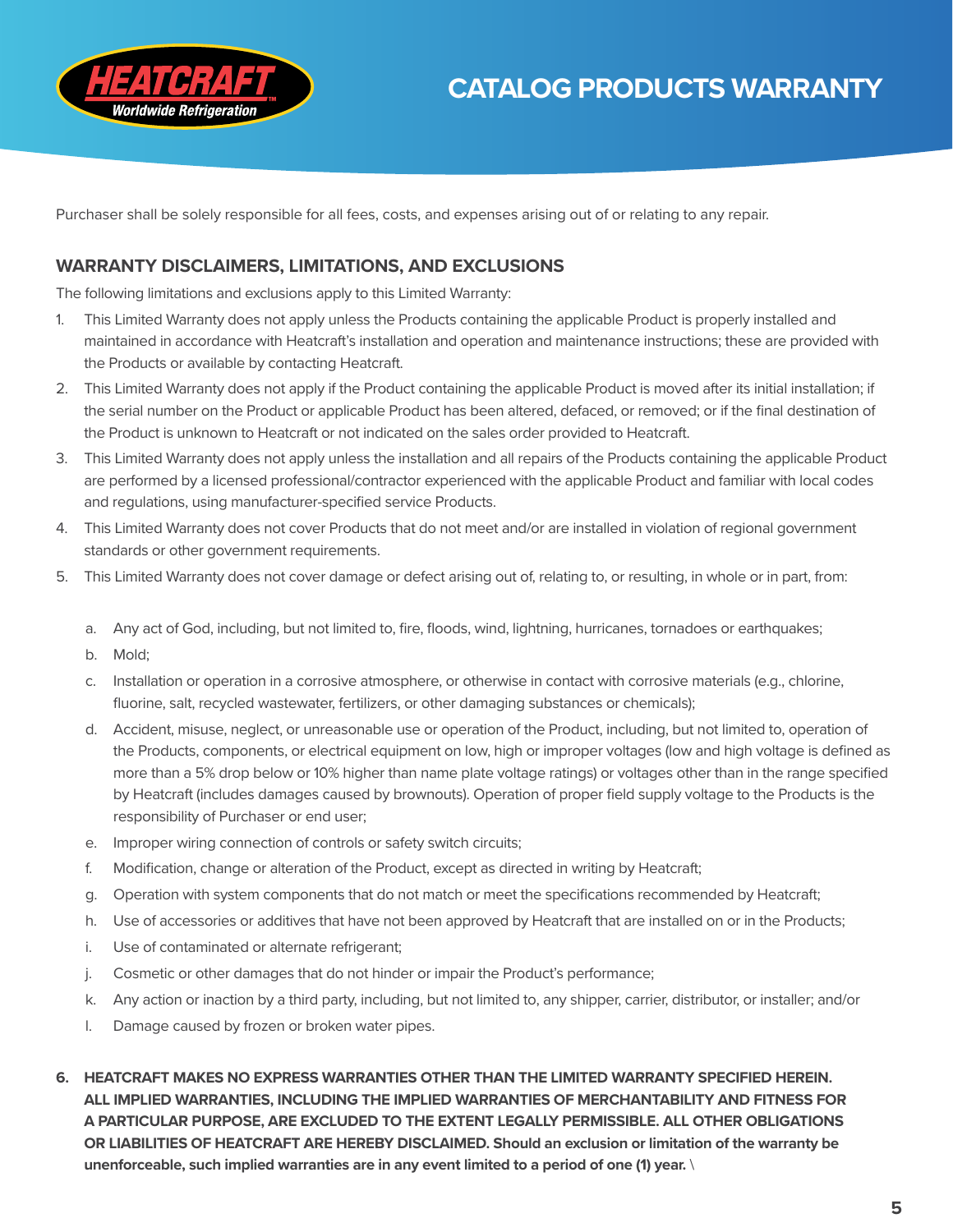Purchaser shall be solely responsible for all fees, costs, and expenses arising out of or relating to any repair.

## WARRANTY DISCLAIMERS, LIMITATIONS, AND EXCLUSIONS

The following limitations and exclusions apply to this Limited Warranty:

1. This Limited Warranty does not apply unless the Products containing the applicable Product is properly installed and maintained in accordance with Heatcraft's installation and operation and maintenance instructions; these are provided with the Products or available by contacting Heatcraft.
2. This Limited Warranty does not apply if the Product containing the applicable Product is moved after its initial installation; if the serial number on the Product or applicable Product has been altered, defaced, or removed; or if the final destination of the Product is unknown to Heatcraft or not indicated on the sales order provided to Heatcraft.
3. This Limited Warranty does not apply unless the installation and all repairs of the Products containing the applicable Product are performed by a licensed professional/contractor experienced with the applicable Product and familiar with local codes and regulations, using manufacturer-specified service Products.
4. This Limited Warranty does not cover Products that do not meet and/or are installed in violation of regional government standards or other government requirements.
5. This Limited Warranty does not cover damage or defect arising out of, relating to, or resulting, in whole or in part, from:
   a. Any act of God, including, but not limited to, fire, floods, wind, lightning, hurricanes, tornadoes or earthquakes;
   b. Mold;
   c. Installation or operation in a corrosive atmosphere, or otherwise in contact with corrosive materials (e.g., chlorine, fluorine, salt, recycled wastewater, fertilizers, or other damaging substances or chemicals);
   d. Accident, misuse, neglect, or unreasonable use or operation of the Product, including, but not limited to, operation of the Products, components, or electrical equipment on low, high or improper voltages (low and high voltage is defined as more than a 5% drop below or 10% higher than name plate voltage ratings) or voltages other than in the range specified by Heatcraft (includes damages caused by brownouts). Operation of proper field supply voltage to the Products is the responsibility of Purchaser or end user;
   e. Improper wiring connection of controls or safety switch circuits;
   f. Modification, change or alteration of the Product, except as directed in writing by Heatcraft;
   g. Operation with system components that do not match or meet the specifications recommended by Heatcraft;
   h. Use of accessories or additives that have not been approved by Heatcraft that are installed on or in the Products;
   i. Use of contaminated or alternate refrigerant;
   j. Cosmetic or other damages that do not hinder or impair the Product's performance;
   k. Any action or inaction by a third party, including, but not limited to, any shipper, carrier, distributor, or installer; and/or
   l. Damage caused by frozen or broken water pipes.
6. **HEATCRAFT MAKES NO EXPRESS WARRANTIES OTHER THAN THE LIMITED WARRANTY SPECIFIED HEREIN. ALL IMPLIED WARRANTIES, INCLUDING THE IMPLIED WARRANTIES OF MERCHANTABILITY AND FITNESS FOR A PARTICULAR PURPOSE, ARE EXCLUDED TO THE EXTENT LEGALLY PERMISSIBLE. ALL OTHER OBLIGATIONS OR LIABILITIES OF HEATCRAFT ARE HEREBY DISCLAIMED. Should an exclusion or limitation of the warranty be unenforceable, such implied warranties are in any event limited to a period of one (1) year.** \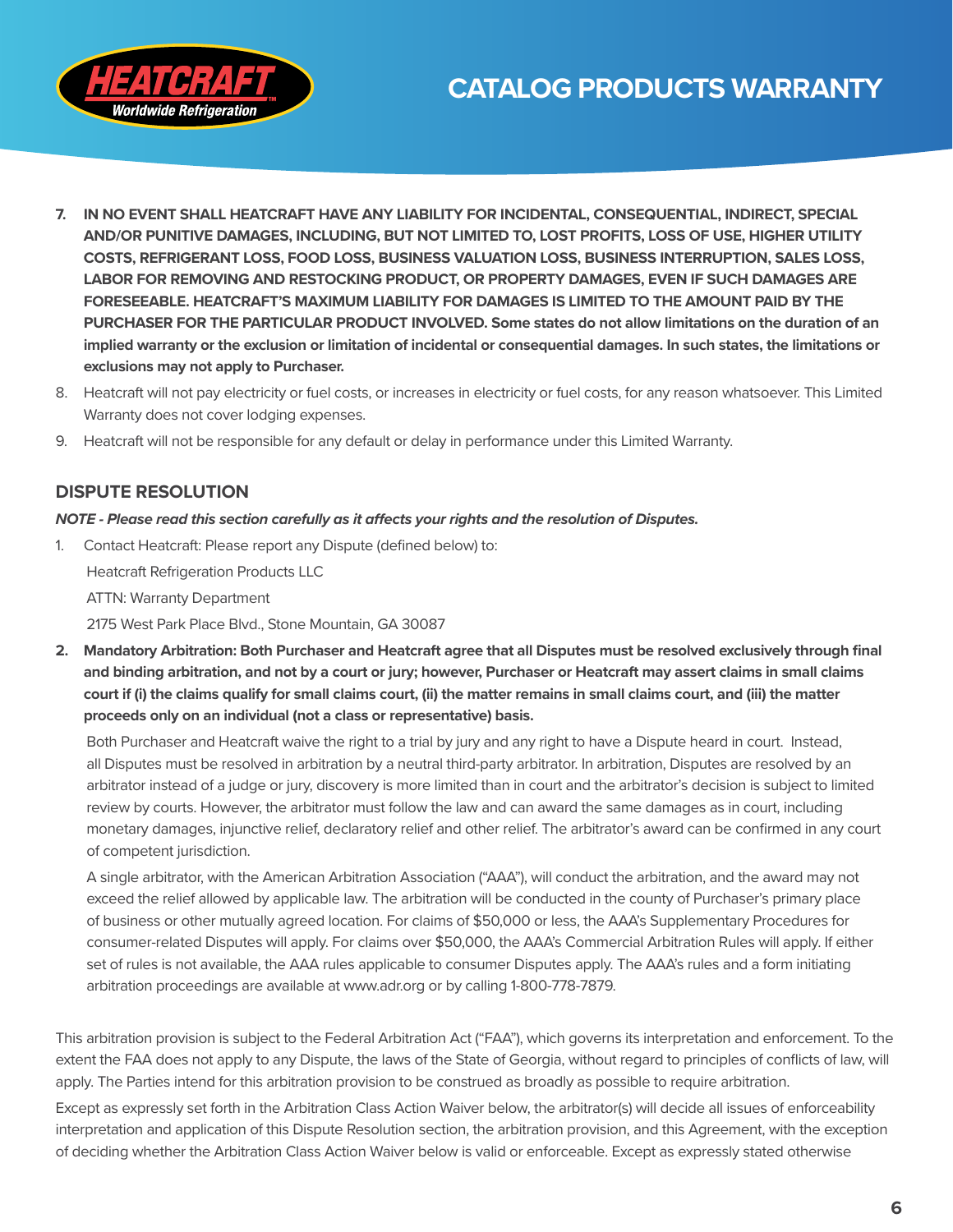7. **IN NO EVENT SHALL HEATCRAFT HAVE ANY LIABILITY FOR INCIDENTAL, CONSEQUENTIAL, INDIRECT, SPECIAL AND/OR PUNITIVE DAMAGES, INCLUDING, BUT NOT LIMITED TO, LOST PROFITS, LOSS OF USE, HIGHER UTILITY COSTS, REFRIGERANT LOSS, FOOD LOSS, BUSINESS VALUATION LOSS, BUSINESS INTERRUPTION, SALES LOSS, LABOR FOR REMOVING AND RESTOCKING PRODUCT, OR PROPERTY DAMAGES, EVEN IF SUCH DAMAGES ARE FORESEEABLE. HEATCRAFT'S MAXIMUM LIABILITY FOR DAMAGES IS LIMITED TO THE AMOUNT PAID BY THE PURCHASER FOR THE PARTICULAR PRODUCT INVOLVED. Some states do not allow limitations on the duration of an implied warranty or the exclusion or limitation of incidental or consequential damages. In such states, the limitations or exclusions may not apply to Purchaser.**
8. Heatcraft will not pay electricity or fuel costs, or increases in electricity or fuel costs, for any reason whatsoever. This Limited Warranty does not cover lodging expenses.
9. Heatcraft will not be responsible for any default or delay in performance under this Limited Warranty.

## DISPUTE RESOLUTION

***NOTE - Please read this section carefully as it affects your rights and the resolution of Disputes.***

1. Contact Heatcraft: Please report any Dispute (defined below) to:

   Heatcraft Refrigeration Products LLC

   ATTN: Warranty Department

   2175 West Park Place Blvd., Stone Mountain, GA 30087

2. **Mandatory Arbitration: Both Purchaser and Heatcraft agree that all Disputes must be resolved exclusively through final and binding arbitration, and not by a court or jury; however, Purchaser or Heatcraft may assert claims in small claims court if (i) the claims qualify for small claims court, (ii) the matter remains in small claims court, and (iii) the matter proceeds only on an individual (not a class or representative) basis.**

   Both Purchaser and Heatcraft waive the right to a trial by jury and any right to have a Dispute heard in court. Instead, all Disputes must be resolved in arbitration by a neutral third-party arbitrator. In arbitration, Disputes are resolved by an arbitrator instead of a judge or jury, discovery is more limited than in court and the arbitrator's decision is subject to limited review by courts. However, the arbitrator must follow the law and can award the same damages as in court, including monetary damages, injunctive relief, declaratory relief and other relief. The arbitrator's award can be confirmed in any court of competent jurisdiction.

   A single arbitrator, with the American Arbitration Association ("AAA"), will conduct the arbitration, and the award may not exceed the relief allowed by applicable law. The arbitration will be conducted in the county of Purchaser's primary place of business or other mutually agreed location. For claims of $50,000 or less, the AAA's Supplementary Procedures for consumer-related Disputes will apply. For claims over $50,000, the AAA's Commercial Arbitration Rules will apply. If either set of rules is not available, the AAA rules applicable to consumer Disputes apply. The AAA's rules and a form initiating arbitration proceedings are available at www.adr.org or by calling 1-800-778-7879.

This arbitration provision is subject to the Federal Arbitration Act ("FAA"), which governs its interpretation and enforcement. To the extent the FAA does not apply to any Dispute, the laws of the State of Georgia, without regard to principles of conflicts of law, will apply. The Parties intend for this arbitration provision to be construed as broadly as possible to require arbitration.

Except as expressly set forth in the Arbitration Class Action Waiver below, the arbitrator(s) will decide all issues of enforceability interpretation and application of this Dispute Resolution section, the arbitration provision, and this Agreement, with the exception of deciding whether the Arbitration Class Action Waiver below is valid or enforceable. Except as expressly stated otherwise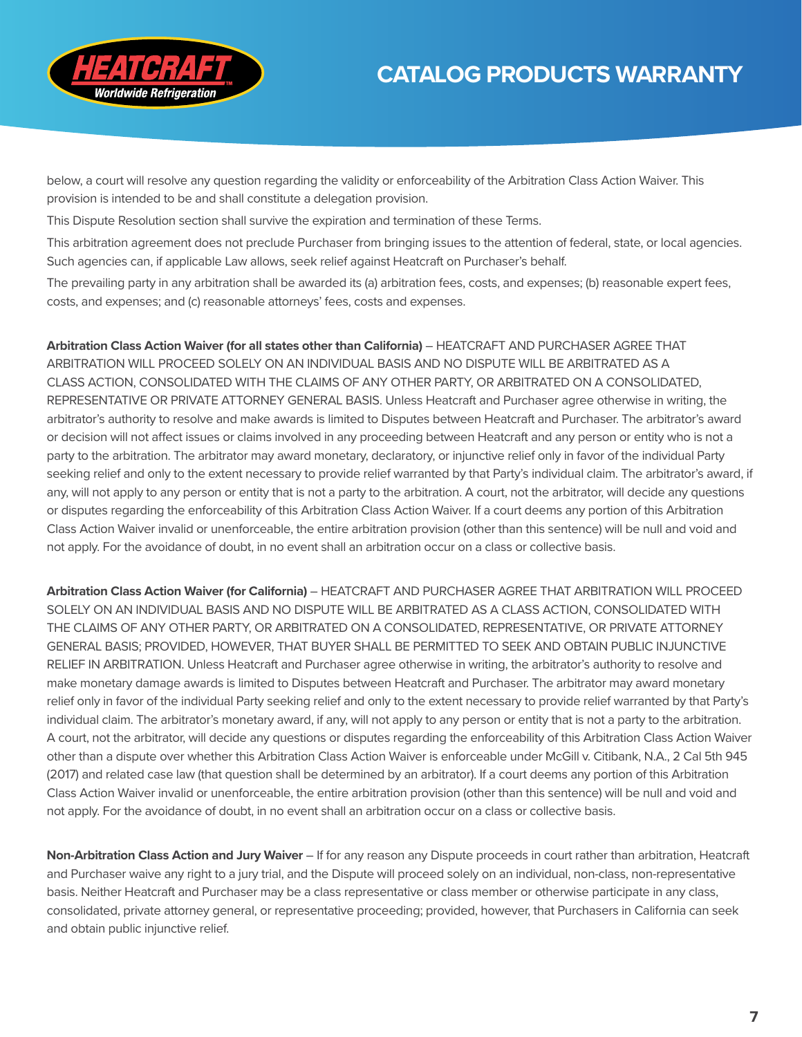below, a court will resolve any question regarding the validity or enforceability of the Arbitration Class Action Waiver. This provision is intended to be and shall constitute a delegation provision.

This Dispute Resolution section shall survive the expiration and termination of these Terms.

This arbitration agreement does not preclude Purchaser from bringing issues to the attention of federal, state, or local agencies. Such agencies can, if applicable Law allows, seek relief against Heatcraft on Purchaser's behalf.

The prevailing party in any arbitration shall be awarded its (a) arbitration fees, costs, and expenses; (b) reasonable expert fees, costs, and expenses; and (c) reasonable attorneys' fees, costs and expenses.

**Arbitration Class Action Waiver (for all states other than California)** – HEATCRAFT AND PURCHASER AGREE THAT ARBITRATION WILL PROCEED SOLELY ON AN INDIVIDUAL BASIS AND NO DISPUTE WILL BE ARBITRATED AS A CLASS ACTION, CONSOLIDATED WITH THE CLAIMS OF ANY OTHER PARTY, OR ARBITRATED ON A CONSOLIDATED, REPRESENTATIVE OR PRIVATE ATTORNEY GENERAL BASIS. Unless Heatcraft and Purchaser agree otherwise in writing, the arbitrator's authority to resolve and make awards is limited to Disputes between Heatcraft and Purchaser. The arbitrator's award or decision will not affect issues or claims involved in any proceeding between Heatcraft and any person or entity who is not a party to the arbitration. The arbitrator may award monetary, declaratory, or injunctive relief only in favor of the individual Party seeking relief and only to the extent necessary to provide relief warranted by that Party's individual claim. The arbitrator's award, if any, will not apply to any person or entity that is not a party to the arbitration. A court, not the arbitrator, will decide any questions or disputes regarding the enforceability of this Arbitration Class Action Waiver. If a court deems any portion of this Arbitration Class Action Waiver invalid or unenforceable, the entire arbitration provision (other than this sentence) will be null and void and not apply. For the avoidance of doubt, in no event shall an arbitration occur on a class or collective basis.

**Arbitration Class Action Waiver (for California)** – HEATCRAFT AND PURCHASER AGREE THAT ARBITRATION WILL PROCEED SOLELY ON AN INDIVIDUAL BASIS AND NO DISPUTE WILL BE ARBITRATED AS A CLASS ACTION, CONSOLIDATED WITH THE CLAIMS OF ANY OTHER PARTY, OR ARBITRATED ON A CONSOLIDATED, REPRESENTATIVE, OR PRIVATE ATTORNEY GENERAL BASIS; PROVIDED, HOWEVER, THAT BUYER SHALL BE PERMITTED TO SEEK AND OBTAIN PUBLIC INJUNCTIVE RELIEF IN ARBITRATION. Unless Heatcraft and Purchaser agree otherwise in writing, the arbitrator's authority to resolve and make monetary damage awards is limited to Disputes between Heatcraft and Purchaser. The arbitrator may award monetary relief only in favor of the individual Party seeking relief and only to the extent necessary to provide relief warranted by that Party's individual claim. The arbitrator's monetary award, if any, will not apply to any person or entity that is not a party to the arbitration. A court, not the arbitrator, will decide any questions or disputes regarding the enforceability of this Arbitration Class Action Waiver other than a dispute over whether this Arbitration Class Action Waiver is enforceable under McGill v. Citibank, N.A., 2 Cal 5th 945 (2017) and related case law (that question shall be determined by an arbitrator). If a court deems any portion of this Arbitration Class Action Waiver invalid or unenforceable, the entire arbitration provision (other than this sentence) will be null and void and not apply. For the avoidance of doubt, in no event shall an arbitration occur on a class or collective basis.

**Non-Arbitration Class Action and Jury Waiver** – If for any reason any Dispute proceeds in court rather than arbitration, Heatcraft and Purchaser waive any right to a jury trial, and the Dispute will proceed solely on an individual, non-class, non-representative basis. Neither Heatcraft and Purchaser may be a class representative or class member or otherwise participate in any class, consolidated, private attorney general, or representative proceeding; provided, however, that Purchasers in California can seek and obtain public injunctive relief.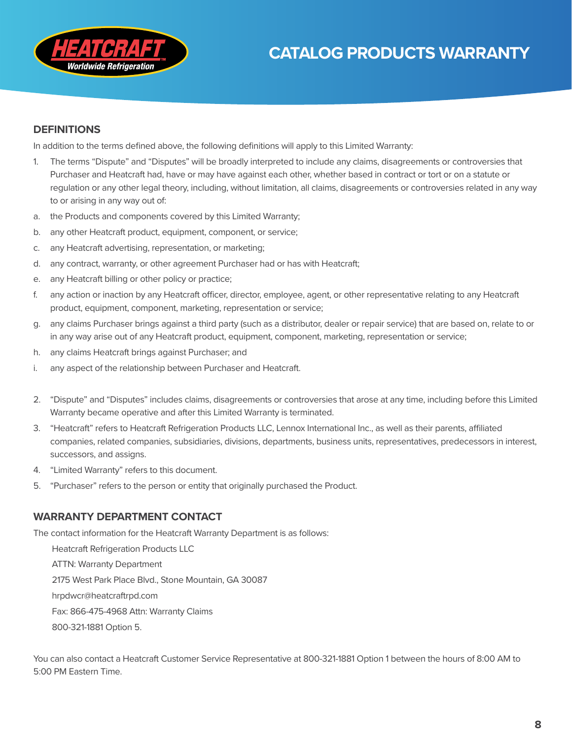# CATALOG PRODUCTS WARRANTY

## DEFINITIONS

In addition to the terms defined above, the following definitions will apply to this Limited Warranty:

1. The terms "Dispute" and "Disputes" will be broadly interpreted to include any claims, disagreements or controversies that Purchaser and Heatcraft had, have or may have against each other, whether based in contract or tort or on a statute or regulation or any other legal theory, including, without limitation, all claims, disagreements or controversies related in any way to or arising in any way out of:

   a. the Products and components covered by this Limited Warranty;

   b. any other Heatcraft product, equipment, component, or service;

   c. any Heatcraft advertising, representation, or marketing;

   d. any contract, warranty, or other agreement Purchaser had or has with Heatcraft;

   e. any Heatcraft billing or other policy or practice;

   f. any action or inaction by any Heatcraft officer, director, employee, agent, or other representative relating to any Heatcraft product, equipment, component, marketing, representation or service;

   g. any claims Purchaser brings against a third party (such as a distributor, dealer or repair service) that are based on, relate to or in any way arise out of any Heatcraft product, equipment, component, marketing, representation or service;

   h. any claims Heatcraft brings against Purchaser; and

   i. any aspect of the relationship between Purchaser and Heatcraft.

2. "Dispute" and "Disputes" includes claims, disagreements or controversies that arose at any time, including before this Limited Warranty became operative and after this Limited Warranty is terminated.
3. "Heatcraft" refers to Heatcraft Refrigeration Products LLC, Lennox International Inc., as well as their parents, affiliated companies, related companies, subsidiaries, divisions, departments, business units, representatives, predecessors in interest, successors, and assigns.
4. "Limited Warranty" refers to this document.
5. "Purchaser" refers to the person or entity that originally purchased the Product.

## WARRANTY DEPARTMENT CONTACT

The contact information for the Heatcraft Warranty Department is as follows:

Heatcraft Refrigeration Products LLC
ATTN: Warranty Department
2175 West Park Place Blvd., Stone Mountain, GA 30087
hrpdwcr@heatcraftrpd.com
Fax: 866-475-4968 Attn: Warranty Claims
800-321-1881 Option 5.

You can also contact a Heatcraft Customer Service Representative at 800-321-1881 Option 1 between the hours of 8:00 AM to 5:00 PM Eastern Time.